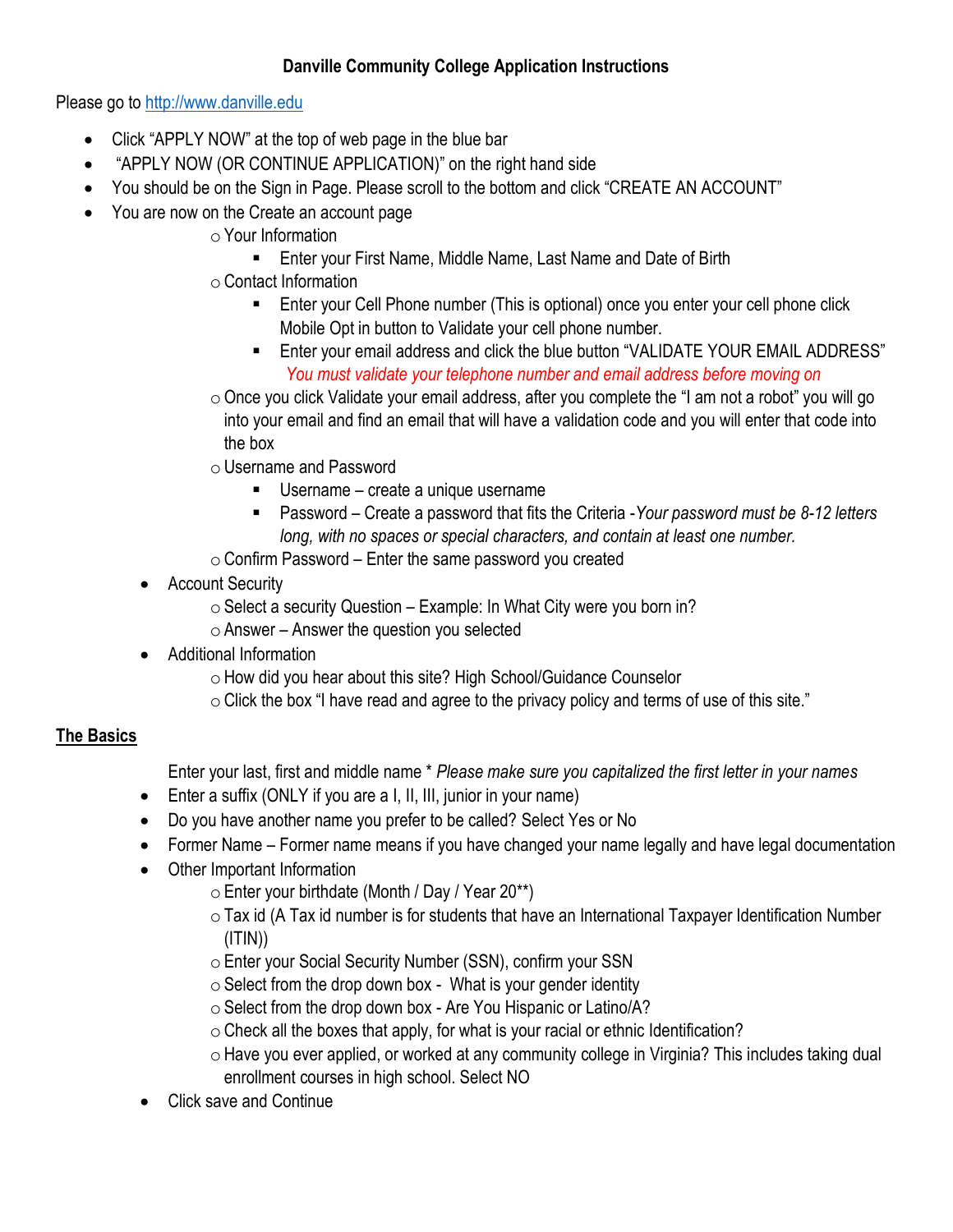# Danville Community College Application Instructions

Please go to [http://www.danville.edu](http://www.danville.edu)

- Click "APPLY NOW" at the top of web page in the blue bar
- "APPLY NOW (OR CONTINUE APPLICATION)" on the right hand side
- You should be on the Sign in Page. Please scroll to the bottom and click "CREATE AN ACCOUNT"
- You are now on the Create an account page
  - Your Information
    - Enter your First Name, Middle Name, Last Name and Date of Birth
  - Contact Information
    - Enter your Cell Phone number (This is optional) once you enter your cell phone click Mobile Opt in button to Validate your cell phone number.
    - Enter your email address and click the blue button "VALIDATE YOUR EMAIL ADDRESS" *You must validate your telephone number and email address before moving on*
  - Once you click Validate your email address, after you complete the "I am not a robot" you will go into your email and find an email that will have a validation code and you will enter that code into the box
  - Username and Password
    - Username – create a unique username
    - Password – Create a password that fits the Criteria -*Your password must be 8-12 letters long, with no spaces or special characters, and contain at least one number.*
  - Confirm Password – Enter the same password you created
- Account Security
  - Select a security Question – Example: In What City were you born in?
  - Answer – Answer the question you selected
- Additional Information
  - How did you hear about this site? High School/Guidance Counselor
  - Click the box "I have read and agree to the privacy policy and terms of use of this site."

## The Basics

Enter your last, first and middle name * *Please make sure you capitalized the first letter in your names*

- Enter a suffix (ONLY if you are a I, II, III, junior in your name)
- Do you have another name you prefer to be called? Select Yes or No
- Former Name – Former name means if you have changed your name legally and have legal documentation
- Other Important Information
  - Enter your birthdate (Month / Day / Year 20**)
  - Tax id (A Tax id number is for students that have an International Taxpayer Identification Number (ITIN))
  - Enter your Social Security Number (SSN), confirm your SSN
  - Select from the drop down box - What is your gender identity
  - Select from the drop down box - Are You Hispanic or Latino/A?
  - Check all the boxes that apply, for what is your racial or ethnic Identification?
  - Have you ever applied, or worked at any community college in Virginia? This includes taking dual enrollment courses in high school. Select NO
- Click save and Continue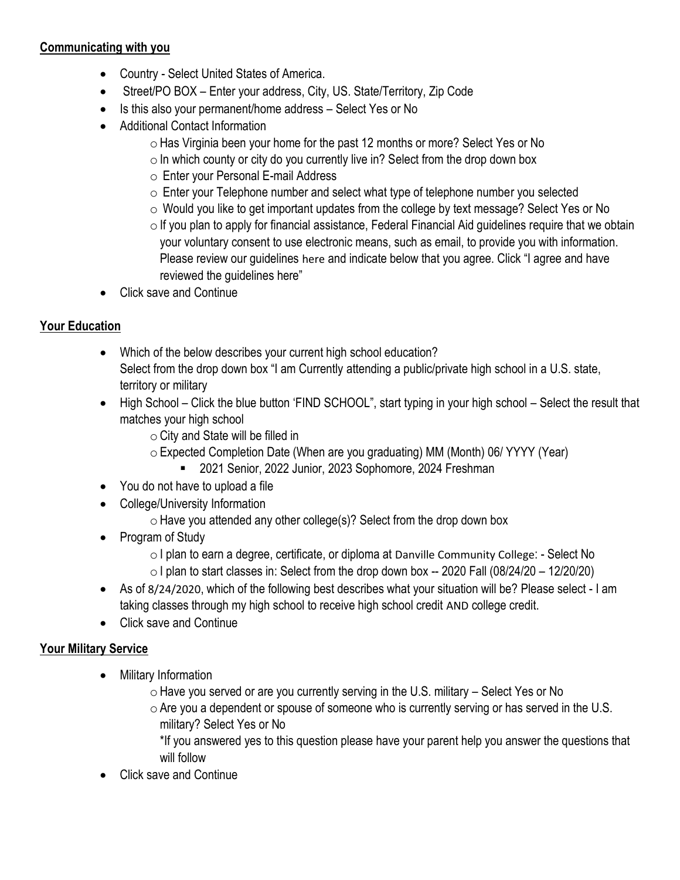**Communicating with you**

- Country - Select United States of America.
- Street/PO BOX – Enter your address, City, US. State/Territory, Zip Code
- Is this also your permanent/home address – Select Yes or No
- Additional Contact Information
    - Has Virginia been your home for the past 12 months or more? Select Yes or No
    - In which county or city do you currently live in? Select from the drop down box
    - Enter your Personal E-mail Address
    - Enter your Telephone number and select what type of telephone number you selected
    - Would you like to get important updates from the college by text message? Select Yes or No
    - If you plan to apply for financial assistance, Federal Financial Aid guidelines require that we obtain your voluntary consent to use electronic means, such as email, to provide you with information. Please review our guidelines here and indicate below that you agree. Click "I agree and have reviewed the guidelines here"
- Click save and Continue

**Your Education**

- Which of the below describes your current high school education?
  Select from the drop down box "I am Currently attending a public/private high school in a U.S. state, territory or military
- High School – Click the blue button 'FIND SCHOOL", start typing in your high school – Select the result that matches your high school
    - City and State will be filled in
    - Expected Completion Date (When are you graduating) MM (Month) 06/ YYYY (Year)
        - 2021 Senior, 2022 Junior, 2023 Sophomore, 2024 Freshman
- You do not have to upload a file
- College/University Information
    - Have you attended any other college(s)? Select from the drop down box
- Program of Study
    - I plan to earn a degree, certificate, or diploma at Danville Community College: - Select No
    - I plan to start classes in: Select from the drop down box -- 2020 Fall (08/24/20 – 12/20/20)
- As of 8/24/2020, which of the following best describes what your situation will be? Please select - I am taking classes through my high school to receive high school credit AND college credit.
- Click save and Continue

**Your Military Service**

- Military Information
    - Have you served or are you currently serving in the U.S. military – Select Yes or No
    - Are you a dependent or spouse of someone who is currently serving or has served in the U.S. military? Select Yes or No
      *If you answered yes to this question please have your parent help you answer the questions that will follow
- Click save and Continue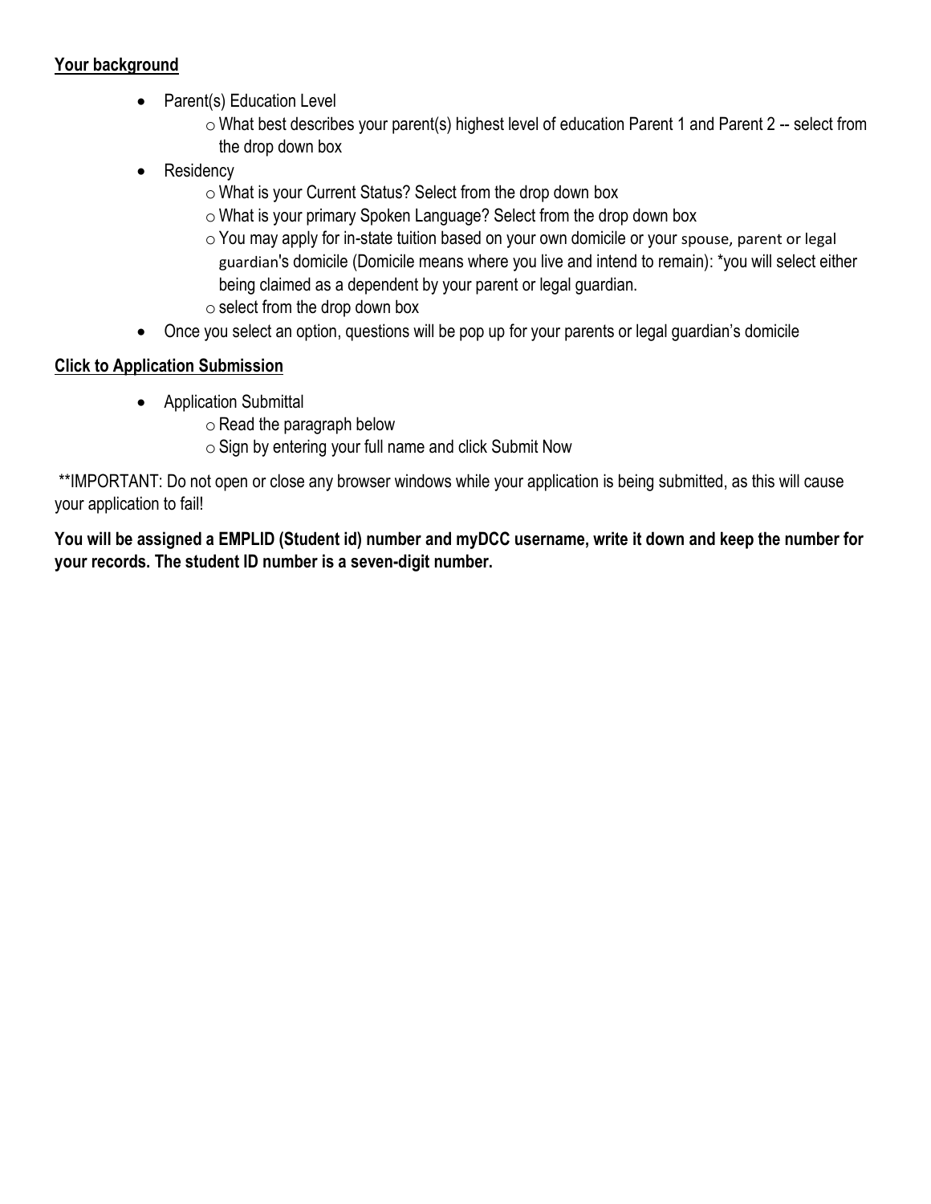**<u>Your background</u>**

- Parent(s) Education Level
    - What best describes your parent(s) highest level of education Parent 1 and Parent 2 -- select from the drop down box
- Residency
    - What is your Current Status? Select from the drop down box
    - What is your primary Spoken Language? Select from the drop down box
    - You may apply for in-state tuition based on your own domicile or your spouse, parent or legal guardian's domicile (Domicile means where you live and intend to remain): *you will select either being claimed as a dependent by your parent or legal guardian.
    - select from the drop down box
- Once you select an option, questions will be pop up for your parents or legal guardian's domicile

**<u>Click to Application Submission</u>**

- Application Submittal
    - Read the paragraph below
    - Sign by entering your full name and click Submit Now

**IMPORTANT: Do not open or close any browser windows while your application is being submitted, as this will cause your application to fail!

**You will be assigned a EMPLID (Student id) number and myDCC username, write it down and keep the number for your records. The student ID number is a seven-digit number.**